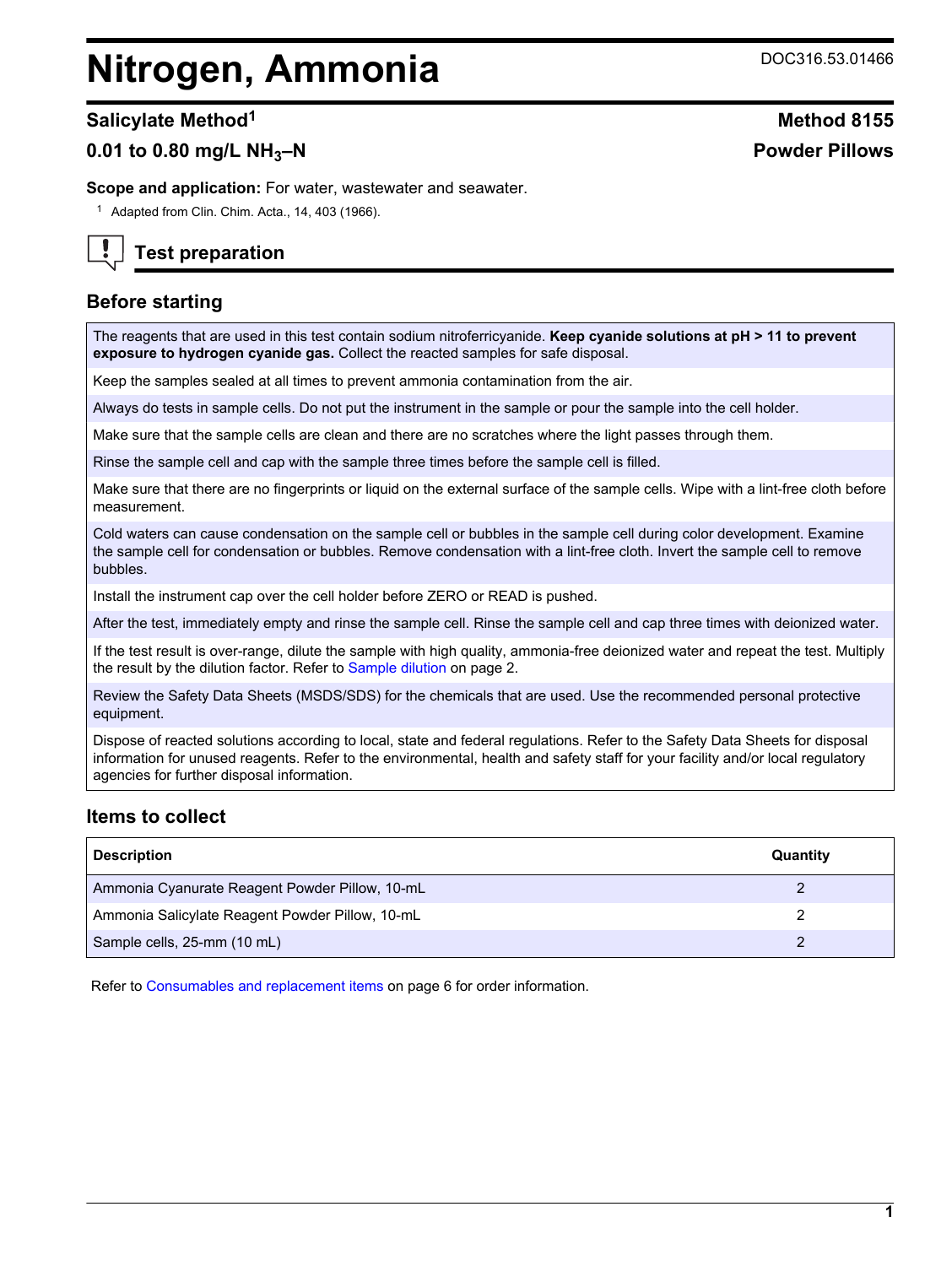# Nitrogen, Ammonia

DOC316.53.01466

## Salicylate Method[1]

**Method 8155**

## 0.01 to 0.80 mg/L $NH_3$–N

**Powder Pillows**

**Scope and application:** For water, wastewater and seawater.

[1] Adapted from Clin. Chim. Acta., 14, 403 (1966).

## Test preparation

### Before starting

The reagents that are used in this test contain sodium nitroferricyanide. **Keep cyanide solutions at pH > 11 to prevent exposure to hydrogen cyanide gas.** Collect the reacted samples for safe disposal.

Keep the samples sealed at all times to prevent ammonia contamination from the air.

Always do tests in sample cells. Do not put the instrument in the sample or pour the sample into the cell holder.

Make sure that the sample cells are clean and there are no scratches where the light passes through them.

Rinse the sample cell and cap with the sample three times before the sample cell is filled.

Make sure that there are no fingerprints or liquid on the external surface of the sample cells. Wipe with a lint-free cloth before measurement.

Cold waters can cause condensation on the sample cell or bubbles in the sample cell during color development. Examine the sample cell for condensation or bubbles. Remove condensation with a lint-free cloth. Invert the sample cell to remove bubbles.

Install the instrument cap over the cell holder before ZERO or READ is pushed.

After the test, immediately empty and rinse the sample cell. Rinse the sample cell and cap three times with deionized water.

If the test result is over-range, dilute the sample with high quality, ammonia-free deionized water and repeat the test. Multiply the result by the dilution factor. Refer to Sample dilution on page 2.

Review the Safety Data Sheets (MSDS/SDS) for the chemicals that are used. Use the recommended personal protective equipment.

Dispose of reacted solutions according to local, state and federal regulations. Refer to the Safety Data Sheets for disposal information for unused reagents. Refer to the environmental, health and safety staff for your facility and/or local regulatory agencies for further disposal information.

### Items to collect

| Description | Quantity |
|---|---|
| Ammonia Cyanurate Reagent Powder Pillow, 10-mL | 2 |
| Ammonia Salicylate Reagent Powder Pillow, 10-mL | 2 |
| Sample cells, 25-mm (10 mL) | 2 |

Refer to Consumables and replacement items on page 6 for order information.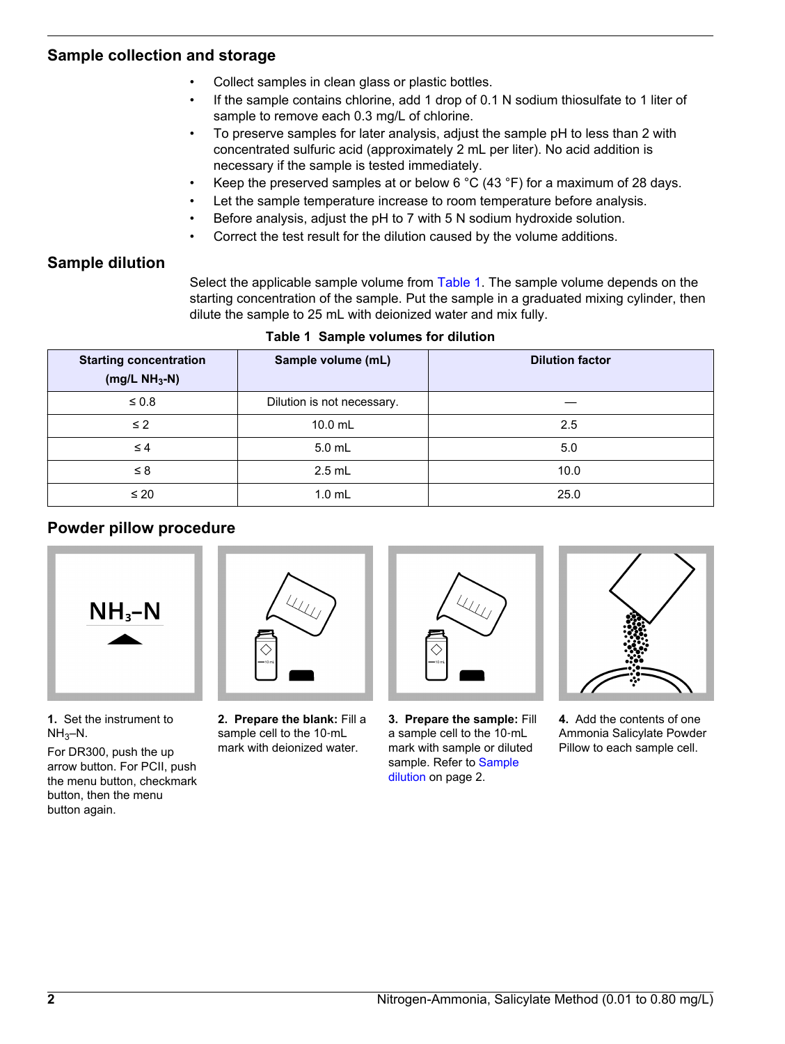## Sample collection and storage

- Collect samples in clean glass or plastic bottles.
- If the sample contains chlorine, add 1 drop of 0.1 N sodium thiosulfate to 1 liter of sample to remove each 0.3 mg/L of chlorine.
- To preserve samples for later analysis, adjust the sample pH to less than 2 with concentrated sulfuric acid (approximately 2 mL per liter). No acid addition is necessary if the sample is tested immediately.
- Keep the preserved samples at or below 6 °C (43 °F) for a maximum of 28 days.
- Let the sample temperature increase to room temperature before analysis.
- Before analysis, adjust the pH to 7 with 5 N sodium hydroxide solution.
- Correct the test result for the dilution caused by the volume additions.

## Sample dilution

Select the applicable sample volume from Table 1. The sample volume depends on the starting concentration of the sample. Put the sample in a graduated mixing cylinder, then dilute the sample to 25 mL with deionized water and mix fully.

**Table 1 Sample volumes for dilution**

| Starting concentration (mg/L $NH_3$-N) | Sample volume (mL) | Dilution factor |
|---|---|---|
| ≤ 0.8 | Dilution is not necessary. | — |
| ≤ 2 | 10.0 mL | 2.5 |
| ≤ 4 | 5.0 mL | 5.0 |
| ≤ 8 | 2.5 mL | 10.0 |
| ≤ 20 | 1.0 mL | 25.0 |

## Powder pillow procedure

**1.** Set the instrument to $NH_3$–N.

For DR300, push the up arrow button. For PCII, push the menu button, checkmark button, then the menu button again.

**2. Prepare the blank:** Fill a sample cell to the 10-mL mark with deionized water.

**3. Prepare the sample:** Fill a sample cell to the 10-mL mark with sample or diluted sample. Refer to Sample dilution on page 2.

**4.** Add the contents of one Ammonia Salicylate Powder Pillow to each sample cell.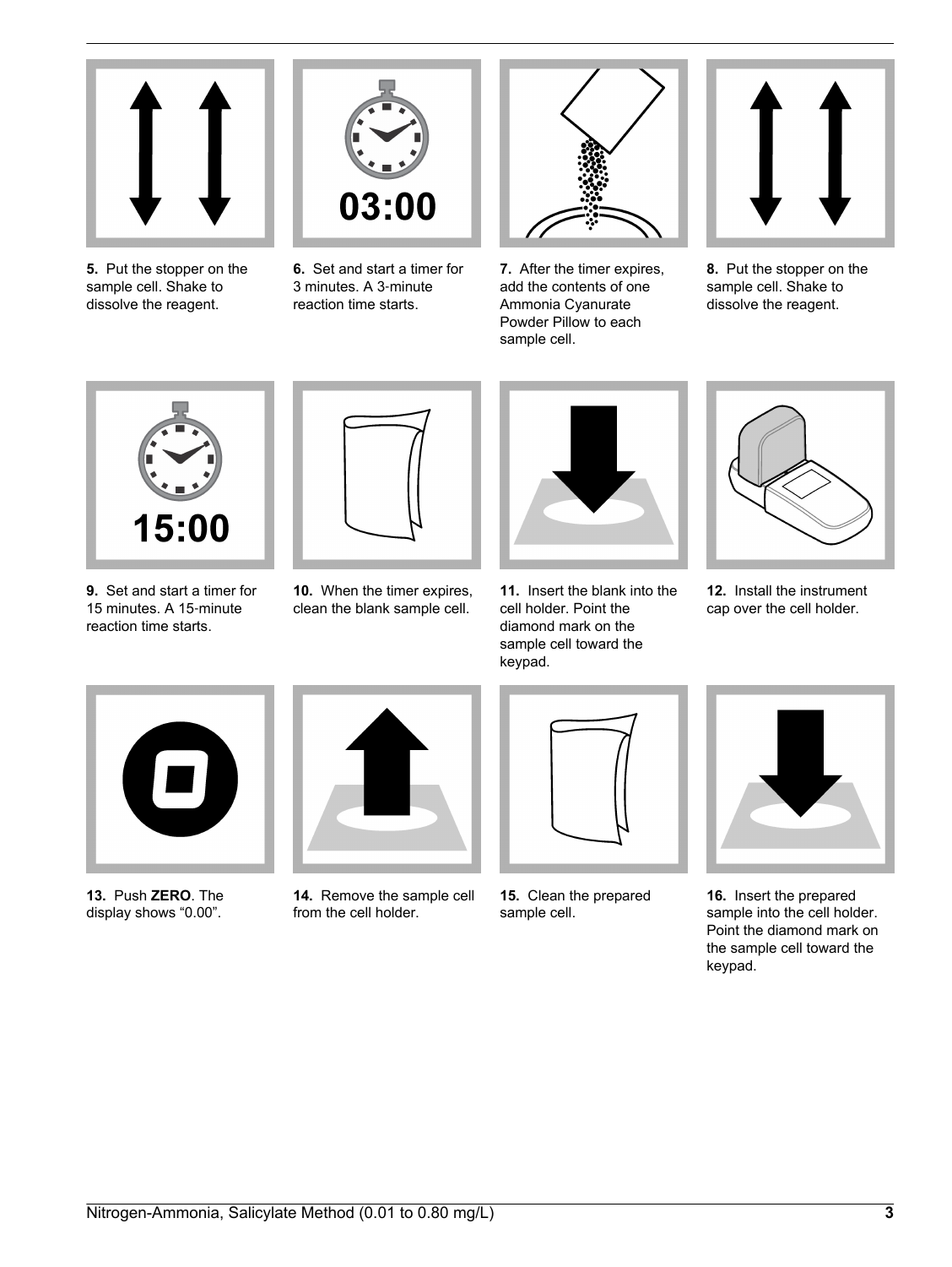5. Put the stopper on the sample cell. Shake to dissolve the reagent.

6. Set and start a timer for 3 minutes. A 3-minute reaction time starts.

7. After the timer expires, add the contents of one Ammonia Cyanurate Powder Pillow to each sample cell.

8. Put the stopper on the sample cell. Shake to dissolve the reagent.

9. Set and start a timer for 15 minutes. A 15-minute reaction time starts.

10. When the timer expires, clean the blank sample cell.

11. Insert the blank into the cell holder. Point the diamond mark on the sample cell toward the keypad.

12. Install the instrument cap over the cell holder.

13. Push **ZERO**. The display shows “0.00”.

14. Remove the sample cell from the cell holder.

15. Clean the prepared sample cell.

16. Insert the prepared sample into the cell holder. Point the diamond mark on the sample cell toward the keypad.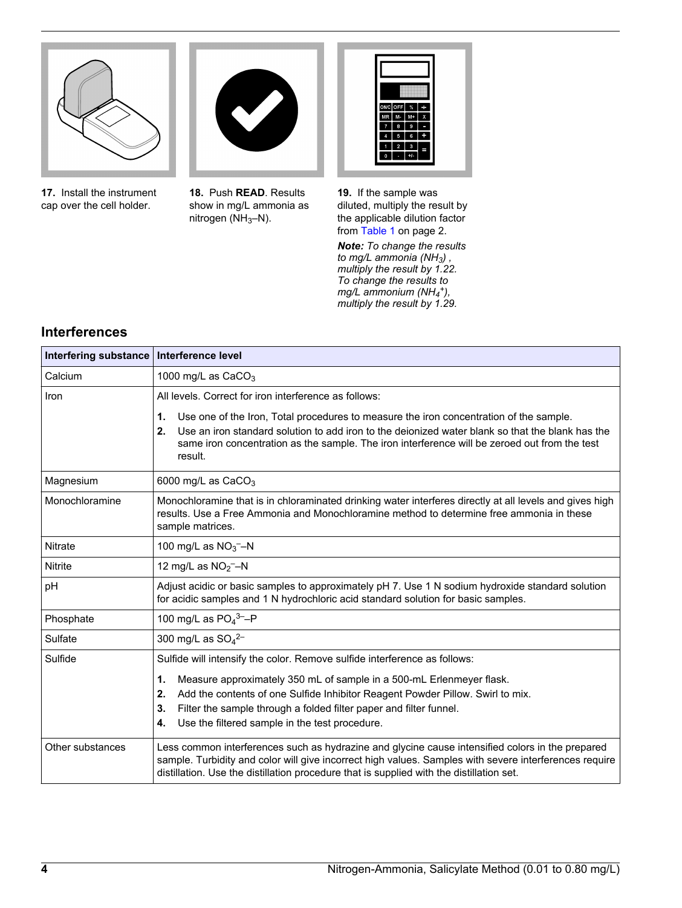**17.** Install the instrument cap over the cell holder.

**18.** Push **READ**. Results show in mg/L ammonia as nitrogen ($NH_3$–N).

**19.** If the sample was diluted, multiply the result by the applicable dilution factor from Table 1 on page 2.

***Note:*** *To change the results to mg/L ammonia ($NH_3$), multiply the result by 1.22. To change the results to mg/L ammonium ($NH_4^+$), multiply the result by 1.29.*

## Interferences

| Interfering substance | Interference level |
|---|---|
| Calcium | 1000 mg/L as $CaCO_3$ |
| Iron | All levels. Correct for iron interference as follows:<br>1. Use one of the Iron, Total procedures to measure the iron concentration of the sample.<br>2. Use an iron standard solution to add iron to the deionized water blank so that the blank has the same iron concentration as the sample. The iron interference will be zeroed out from the test result. |
| Magnesium | 6000 mg/L as $CaCO_3$ |
| Monochloramine | Monochloramine that is in chloraminated drinking water interferes directly at all levels and gives high results. Use a Free Ammonia and Monochloramine method to determine free ammonia in these sample matrices. |
| Nitrate | 100 mg/L as $NO_3^-$–N |
| Nitrite | 12 mg/L as $NO_2^-$–N |
| pH | Adjust acidic or basic samples to approximately pH 7. Use 1 N sodium hydroxide standard solution for acidic samples and 1 N hydrochloric acid standard solution for basic samples. |
| Phosphate | 100 mg/L as $PO_4^{3-}$–P |
| Sulfate | 300 mg/L as $SO_4^{2-}$ |
| Sulfide | Sulfide will intensify the color. Remove sulfide interference as follows:<br>1. Measure approximately 350 mL of sample in a 500-mL Erlenmeyer flask.<br>2. Add the contents of one Sulfide Inhibitor Reagent Powder Pillow. Swirl to mix.<br>3. Filter the sample through a folded filter paper and filter funnel.<br>4. Use the filtered sample in the test procedure. |
| Other substances | Less common interferences such as hydrazine and glycine cause intensified colors in the prepared sample. Turbidity and color will give incorrect high values. Samples with severe interferences require distillation. Use the distillation procedure that is supplied with the distillation set. |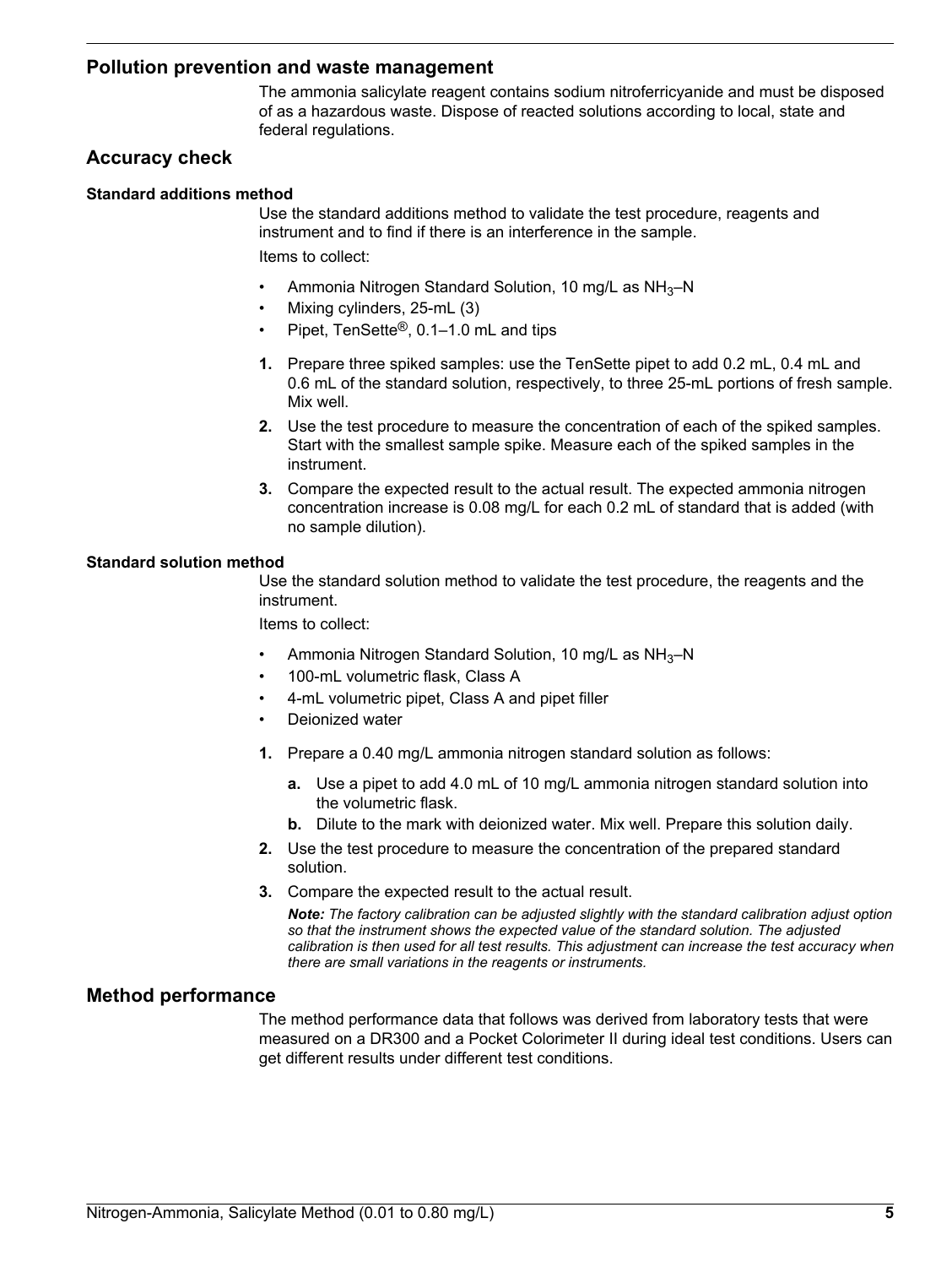## Pollution prevention and waste management

The ammonia salicylate reagent contains sodium nitroferricyanide and must be disposed of as a hazardous waste. Dispose of reacted solutions according to local, state and federal regulations.

## Accuracy check

### Standard additions method

Use the standard additions method to validate the test procedure, reagents and instrument and to find if there is an interference in the sample.

Items to collect:

- Ammonia Nitrogen Standard Solution, 10 mg/L as $NH_3$–N
- Mixing cylinders, 25-mL (3)
- Pipet, TenSette®, 0.1–1.0 mL and tips

1. Prepare three spiked samples: use the TenSette pipet to add 0.2 mL, 0.4 mL and 0.6 mL of the standard solution, respectively, to three 25-mL portions of fresh sample. Mix well.
2. Use the test procedure to measure the concentration of each of the spiked samples. Start with the smallest sample spike. Measure each of the spiked samples in the instrument.
3. Compare the expected result to the actual result. The expected ammonia nitrogen concentration increase is 0.08 mg/L for each 0.2 mL of standard that is added (with no sample dilution).

### Standard solution method

Use the standard solution method to validate the test procedure, the reagents and the instrument.

Items to collect:

- Ammonia Nitrogen Standard Solution, 10 mg/L as $NH_3$–N
- 100-mL volumetric flask, Class A
- 4-mL volumetric pipet, Class A and pipet filler
- Deionized water

1. Prepare a 0.40 mg/L ammonia nitrogen standard solution as follows:
   a. Use a pipet to add 4.0 mL of 10 mg/L ammonia nitrogen standard solution into the volumetric flask.
   b. Dilute to the mark with deionized water. Mix well. Prepare this solution daily.
2. Use the test procedure to measure the concentration of the prepared standard solution.
3. Compare the expected result to the actual result.

   ***Note:*** *The factory calibration can be adjusted slightly with the standard calibration adjust option so that the instrument shows the expected value of the standard solution. The adjusted calibration is then used for all test results. This adjustment can increase the test accuracy when there are small variations in the reagents or instruments.*

## Method performance

The method performance data that follows was derived from laboratory tests that were measured on a DR300 and a Pocket Colorimeter II during ideal test conditions. Users can get different results under different test conditions.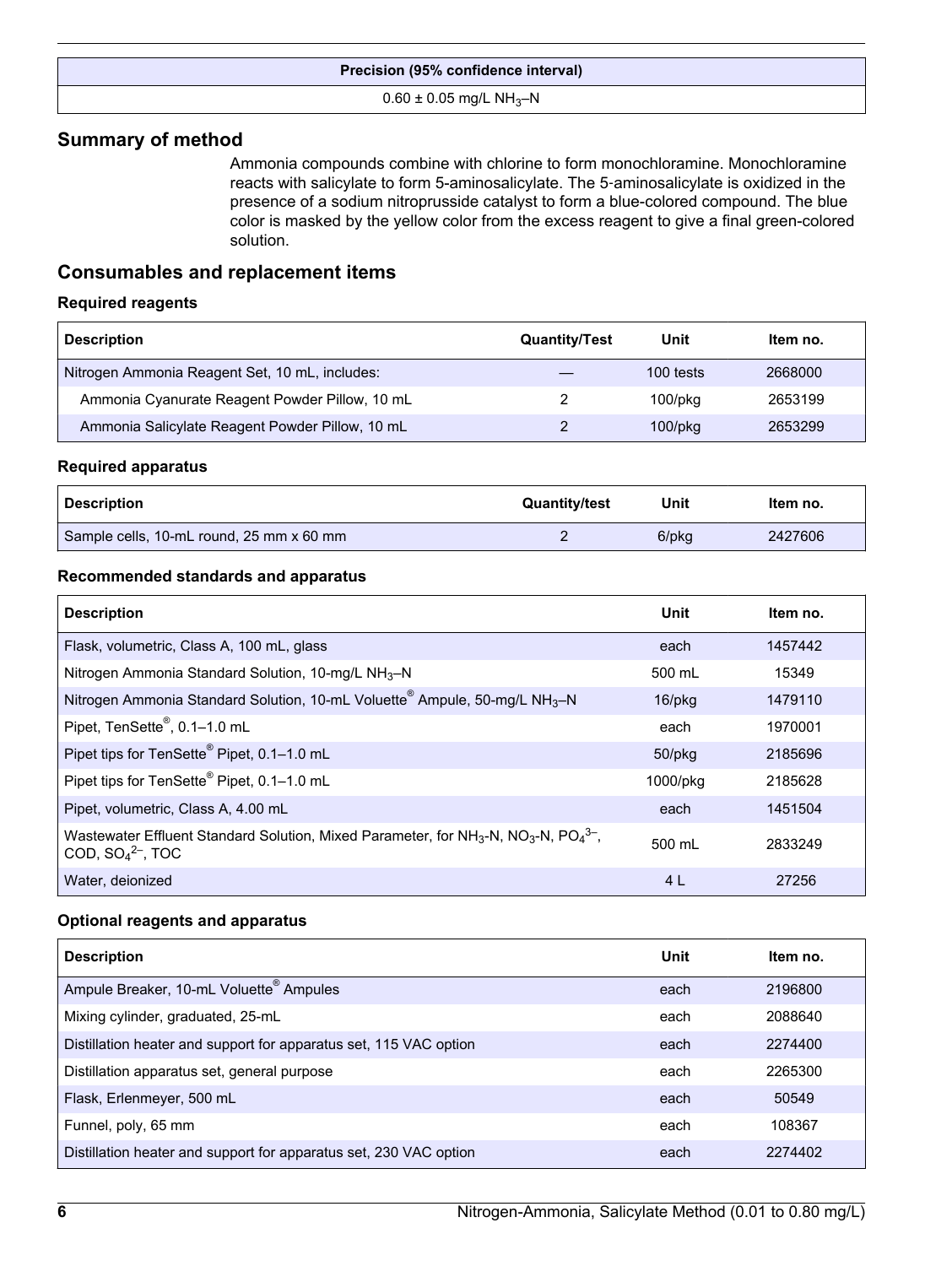| Precision (95% confidence interval) |
| --- |
| 0.60 ± 0.05 mg/L $NH_3$–N |

## Summary of method

Ammonia compounds combine with chlorine to form monochloramine. Monochloramine reacts with salicylate to form 5-aminosalicylate. The 5-aminosalicylate is oxidized in the presence of a sodium nitroprusside catalyst to form a blue-colored compound. The blue color is masked by the yellow color from the excess reagent to give a final green-colored solution.

## Consumables and replacement items

### Required reagents

| Description | Quantity/Test | Unit | Item no. |
| --- | --- | --- | --- |
| Nitrogen Ammonia Reagent Set, 10 mL, includes: | — | 100 tests | 2668000 |
| Ammonia Cyanurate Reagent Powder Pillow, 10 mL | 2 | 100/pkg | 2653199 |
| Ammonia Salicylate Reagent Powder Pillow, 10 mL | 2 | 100/pkg | 2653299 |

### Required apparatus

| Description | Quantity/test | Unit | Item no. |
| --- | --- | --- | --- |
| Sample cells, 10-mL round, 25 mm x 60 mm | 2 | 6/pkg | 2427606 |

### Recommended standards and apparatus

| Description | Unit | Item no. |
| --- | --- | --- |
| Flask, volumetric, Class A, 100 mL, glass | each | 1457442 |
| Nitrogen Ammonia Standard Solution, 10-mg/L $NH_3$–N | 500 mL | 15349 |
| Nitrogen Ammonia Standard Solution, 10-mL Voluette® Ampule, 50-mg/L $NH_3$–N | 16/pkg | 1479110 |
| Pipet, TenSette®, 0.1–1.0 mL | each | 1970001 |
| Pipet tips for TenSette® Pipet, 0.1–1.0 mL | 50/pkg | 2185696 |
| Pipet tips for TenSette® Pipet, 0.1–1.0 mL | 1000/pkg | 2185628 |
| Pipet, volumetric, Class A, 4.00 mL | each | 1451504 |
| Wastewater Effluent Standard Solution, Mixed Parameter, for $NH_3$-N, $NO_3$-N, $PO_4^{3-}$, COD, $SO_4^{2-}$, TOC | 500 mL | 2833249 |
| Water, deionized | 4 L | 27256 |

### Optional reagents and apparatus

| Description | Unit | Item no. |
| --- | --- | --- |
| Ampule Breaker, 10-mL Voluette® Ampules | each | 2196800 |
| Mixing cylinder, graduated, 25-mL | each | 2088640 |
| Distillation heater and support for apparatus set, 115 VAC option | each | 2274400 |
| Distillation apparatus set, general purpose | each | 2265300 |
| Flask, Erlenmeyer, 500 mL | each | 50549 |
| Funnel, poly, 65 mm | each | 108367 |
| Distillation heater and support for apparatus set, 230 VAC option | each | 2274402 |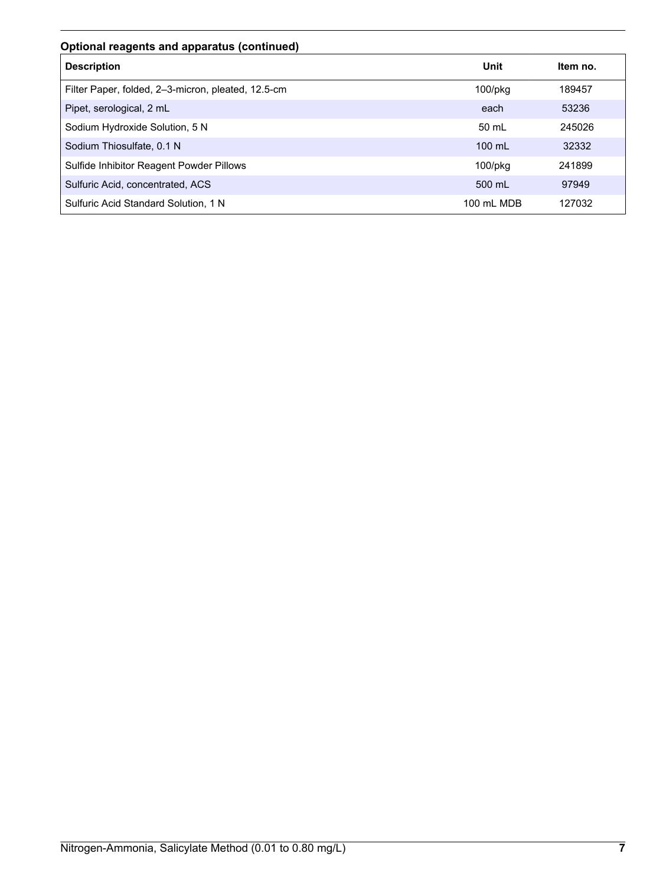**Optional reagents and apparatus (continued)**

| Description | Unit | Item no. |
| --- | --- | --- |
| Filter Paper, folded, 2–3-micron, pleated, 12.5-cm | 100/pkg | 189457 |
| Pipet, serological, 2 mL | each | 53236 |
| Sodium Hydroxide Solution, 5 N | 50 mL | 245026 |
| Sodium Thiosulfate, 0.1 N | 100 mL | 32332 |
| Sulfide Inhibitor Reagent Powder Pillows | 100/pkg | 241899 |
| Sulfuric Acid, concentrated, ACS | 500 mL | 97949 |
| Sulfuric Acid Standard Solution, 1 N | 100 mL MDB | 127032 |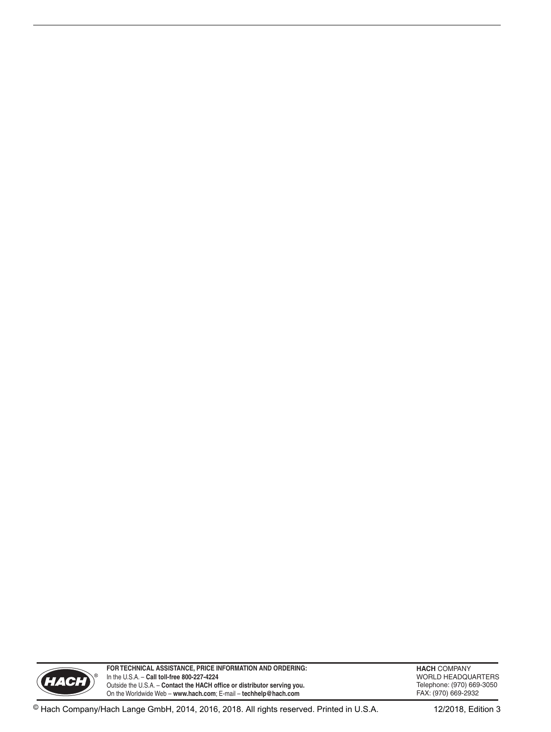**FOR TECHNICAL ASSISTANCE, PRICE INFORMATION AND ORDERING:**
In the U.S.A. – **Call toll-free 800-227-4224**
Outside the U.S.A. – **Contact the HACH office or distributor serving you.**
On the Worldwide Web – **www.hach.com**; E-mail – **techhelp@hach.com**

**HACH** COMPANY
WORLD HEADQUARTERS
Telephone: (970) 669-3050
FAX: (970) 669-2932

© Hach Company/Hach Lange GmbH, 2014, 2016, 2018. All rights reserved. Printed in U.S.A.

12/2018, Edition 3